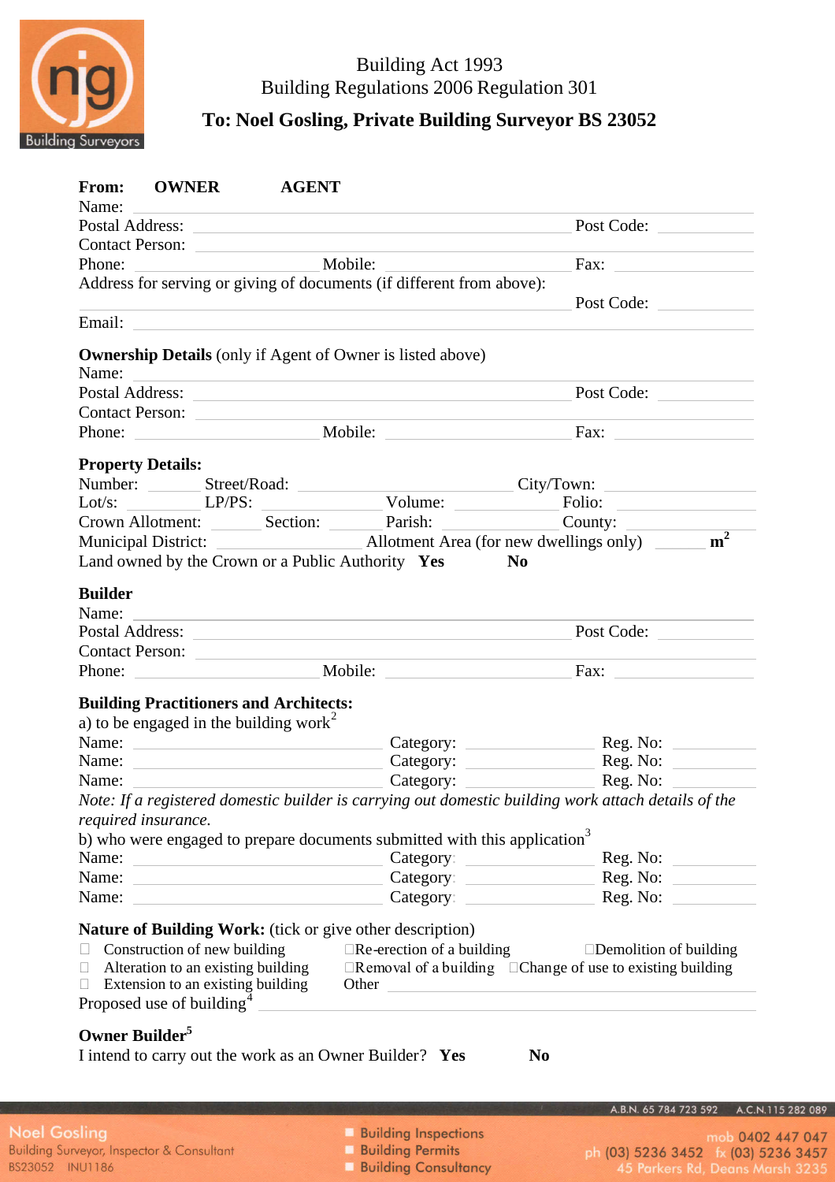Building Act 1993

Building Regulations 2006 Regulation 301

**To: Noel Gosling, Private Building Surveyor BS 23052**

**From: OWNER AGENT**

Name:

Postal Address: Post Code:

Contact Person:

Phone: Mobile: Fax:

Address for serving or giving of documents (if different from above):

Post Code:

Email:

**Ownership Details** (only if Agent of Owner is listed above)

Name:

Postal Address: Post Code:

Contact Person:

Phone: Mobile: Fax:

**Property Details:**

Number: Street/Road: City/Town:

Lot/s: LP/PS: Volume: Folio:

Crown Allotment: Section: Parish: County:

Municipal District: Allotment Area (for new dwellings only) $m^2$

Land owned by the Crown or a Public Authority **Yes** **No**

**Builder**

Name:

Postal Address: Post Code:

Contact Person:

Phone: Mobile: Fax:

**Building Practitioners and Architects:**

a) to be engaged in the building work[2]

Name: Category: Reg. No:

Name: Category: Reg. No:

Name: Category: Reg. No:

*Note: If a registered domestic builder is carrying out domestic building work attach details of the required insurance.*

b) who were engaged to prepare documents submitted with this application[3]

Name: Category: Reg. No:

Name: Category: Reg. No:

Name: Category: Reg. No:

**Nature of Building Work:** (tick or give other description)

- ☐ Construction of new building
- ☐ Re-erection of a building
- ☐ Demolition of building
- ☐ Alteration to an existing building
- ☐ Removal of a building
- ☐ Change of use to existing building
- ☐ Extension to an existing building
- Other

Proposed use of building[4]

**Owner Builder**[5]

I intend to carry out the work as an Owner Builder? **Yes** **No**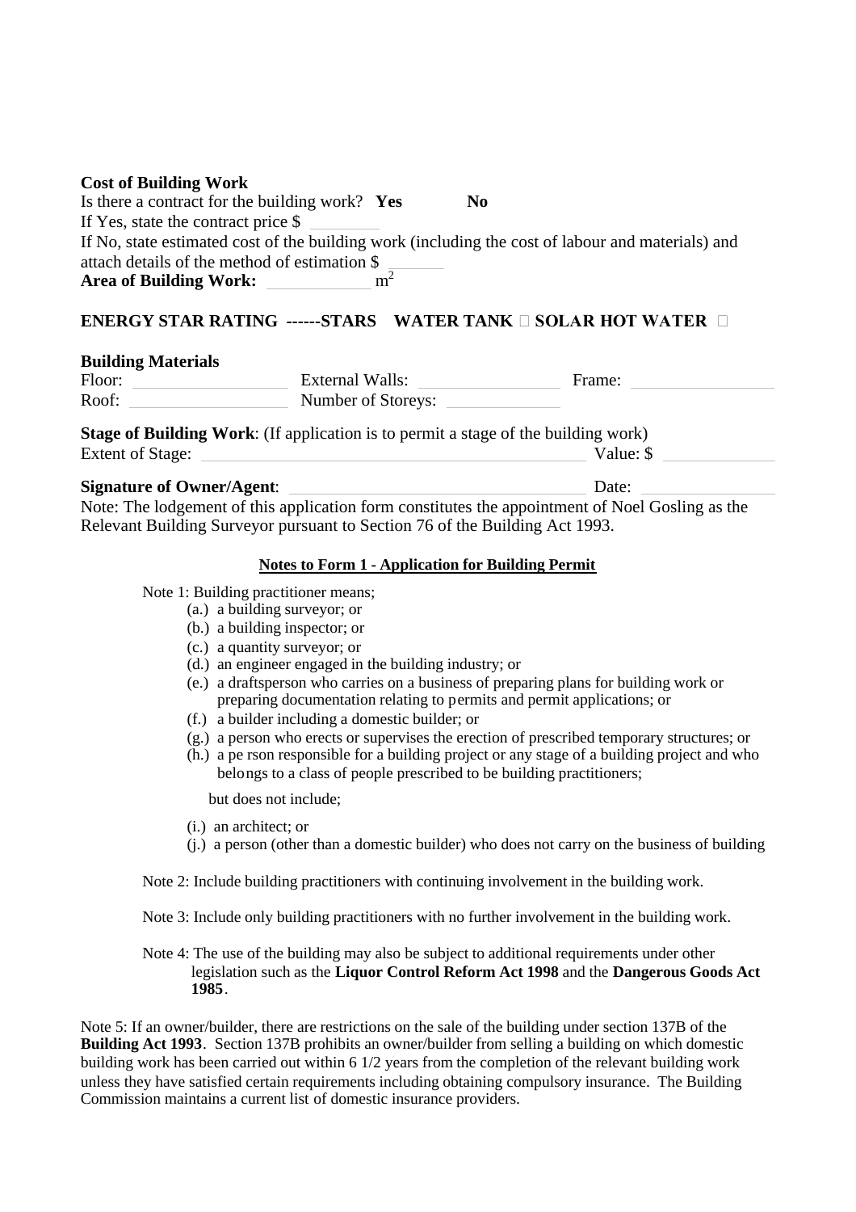**Cost of Building Work**

Is there a contract for the building work? **Yes** **No**

If Yes, state the contract price $ \_\_\_\_\_\_\_\_

If No, state estimated cost of the building work (including the cost of labour and materials) and attach details of the method of estimation $ \_\_\_\_\_\_\_

**Area of Building Work:** \_\_\_\_\_\_\_\_\_\_\_\_ $m^2$

**ENERGY STAR RATING ------STARS WATER TANK ☐ SOLAR HOT WATER ☐**

**Building Materials**

Floor: \_\_\_\_\_\_\_\_\_\_\_\_\_\_\_\_ External Walls: \_\_\_\_\_\_\_\_\_\_\_\_\_\_\_\_ Frame: \_\_\_\_\_\_\_\_\_\_\_\_\_\_\_\_

Roof: \_\_\_\_\_\_\_\_\_\_\_\_\_\_\_\_ Number of Storeys: \_\_\_\_\_\_\_\_\_\_\_\_\_\_

**Stage of Building Work**: (If application is to permit a stage of the building work)

Extent of Stage: \_\_\_\_\_\_\_\_\_\_\_\_\_\_\_\_\_\_\_\_\_\_\_\_\_\_\_\_\_\_\_\_\_\_\_\_\_\_\_\_\_\_\_\_ Value: $ \_\_\_\_\_\_\_\_\_\_\_\_

**Signature of Owner/Agent**: \_\_\_\_\_\_\_\_\_\_\_\_\_\_\_\_\_\_\_\_\_\_\_\_\_\_\_\_\_\_\_\_\_\_ Date: \_\_\_\_\_\_\_\_\_\_\_\_\_\_

Note: The lodgement of this application form constitutes the appointment of Noel Gosling as the Relevant Building Surveyor pursuant to Section 76 of the Building Act 1993.

**Notes to Form 1 - Application for Building Permit**

Note 1: Building practitioner means;

(a.) a building surveyor; or
(b.) a building inspector; or
(c.) a quantity surveyor; or
(d.) an engineer engaged in the building industry; or
(e.) a draftsperson who carries on a business of preparing plans for building work or preparing documentation relating to permits and permit applications; or
(f.) a builder including a domestic builder; or
(g.) a person who erects or supervises the erection of prescribed temporary structures; or
(h.) a pe rson responsible for a building project or any stage of a building project and who belongs to a class of people prescribed to be building practitioners;

but does not include;

(i.) an architect; or
(j.) a person (other than a domestic builder) who does not carry on the business of building

Note 2: Include building practitioners with continuing involvement in the building work.

Note 3: Include only building practitioners with no further involvement in the building work.

Note 4: The use of the building may also be subject to additional requirements under other legislation such as the **Liquor Control Reform Act 1998** and the **Dangerous Goods Act 1985**.

Note 5: If an owner/builder, there are restrictions on the sale of the building under section 137B of the **Building Act 1993**. Section 137B prohibits an owner/builder from selling a building on which domestic building work has been carried out within 6 1/2 years from the completion of the relevant building work unless they have satisfied certain requirements including obtaining compulsory insurance. The Building Commission maintains a current list of domestic insurance providers.